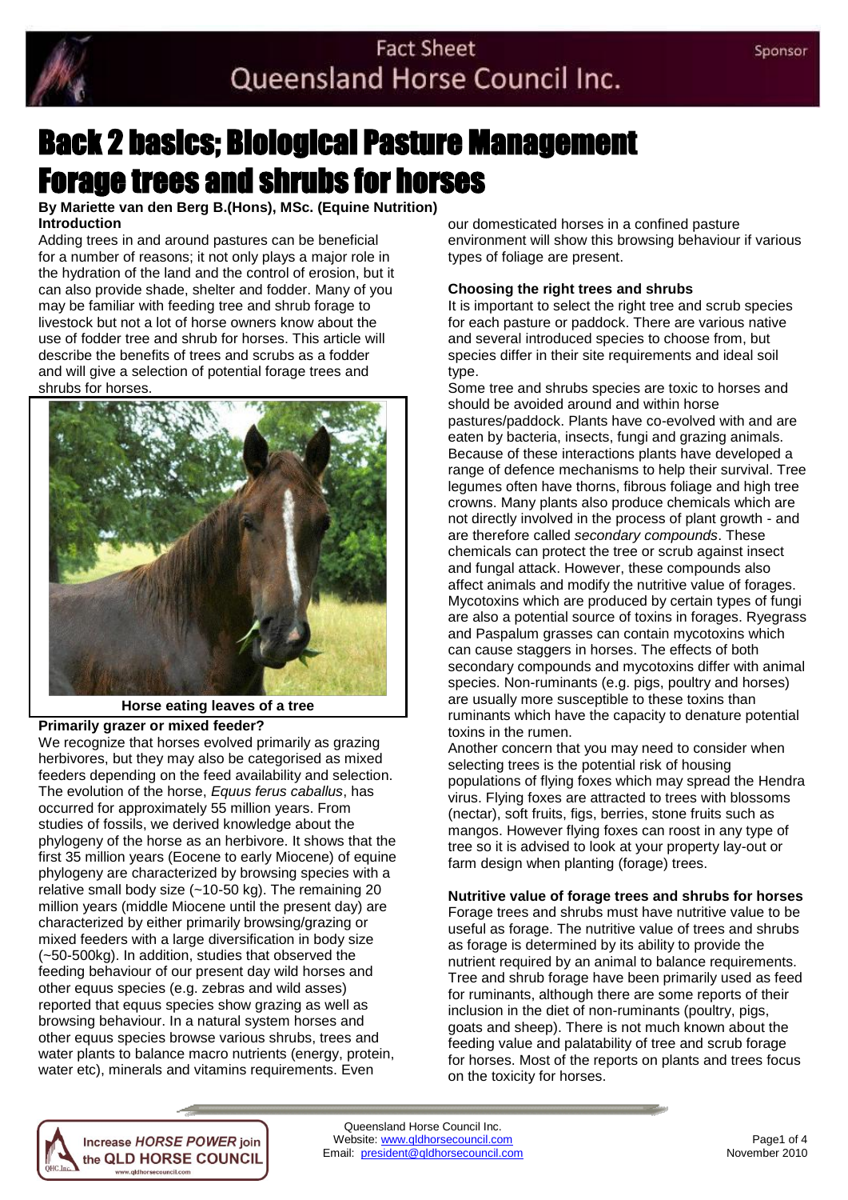# Back 2 basics; Biological Pasture Management
# Forage trees and shrubs for horses

**By Mariette van den Berg B.(Hons), MSc. (Equine Nutrition)**

## Introduction

Adding trees in and around pastures can be beneficial for a number of reasons; it not only plays a major role in the hydration of the land and the control of erosion, but it can also provide shade, shelter and fodder. Many of you may be familiar with feeding tree and shrub forage to livestock but not a lot of horse owners know about the use of fodder tree and shrub for horses. This article will describe the benefits of trees and scrubs as a fodder and will give a selection of potential forage trees and shrubs for horses.

**Horse eating leaves of a tree**

## Primarily grazer or mixed feeder?

We recognize that horses evolved primarily as grazing herbivores, but they may also be categorised as mixed feeders depending on the feed availability and selection. The evolution of the horse, *Equus ferus caballus*, has occurred for approximately 55 million years. From studies of fossils, we derived knowledge about the phylogeny of the horse as an herbivore. It shows that the first 35 million years (Eocene to early Miocene) of equine phylogeny are characterized by browsing species with a relative small body size (~10-50 kg). The remaining 20 million years (middle Miocene until the present day) are characterized by either primarily browsing/grazing or mixed feeders with a large diversification in body size (~50-500kg). In addition, studies that observed the feeding behaviour of our present day wild horses and other equus species (e.g. zebras and wild asses) reported that equus species show grazing as well as browsing behaviour. In a natural system horses and other equus species browse various shrubs, trees and water plants to balance macro nutrients (energy, protein, water etc), minerals and vitamins requirements. Even our domesticated horses in a confined pasture environment will show this browsing behaviour if various types of foliage are present.

## Choosing the right trees and shrubs

It is important to select the right tree and scrub species for each pasture or paddock. There are various native and several introduced species to choose from, but species differ in their site requirements and ideal soil type.

Some tree and shrubs species are toxic to horses and should be avoided around and within horse pastures/paddock. Plants have co-evolved with and are eaten by bacteria, insects, fungi and grazing animals. Because of these interactions plants have developed a range of defence mechanisms to help their survival. Tree legumes often have thorns, fibrous foliage and high tree crowns. Many plants also produce chemicals which are not directly involved in the process of plant growth - and are therefore called *secondary compounds*. These chemicals can protect the tree or scrub against insect and fungal attack. However, these compounds also affect animals and modify the nutritive value of forages. Mycotoxins which are produced by certain types of fungi are also a potential source of toxins in forages. Ryegrass and Paspalum grasses can contain mycotoxins which can cause staggers in horses. The effects of both secondary compounds and mycotoxins differ with animal species. Non-ruminants (e.g. pigs, poultry and horses) are usually more susceptible to these toxins than ruminants which have the capacity to denature potential toxins in the rumen.

Another concern that you may need to consider when selecting trees is the potential risk of housing populations of flying foxes which may spread the Hendra virus. Flying foxes are attracted to trees with blossoms (nectar), soft fruits, figs, berries, stone fruits such as mangos. However flying foxes can roost in any type of tree so it is advised to look at your property lay-out or farm design when planting (forage) trees.

## Nutritive value of forage trees and shrubs for horses

Forage trees and shrubs must have nutritive value to be useful as forage. The nutritive value of trees and shrubs as forage is determined by its ability to provide the nutrient required by an animal to balance requirements. Tree and shrub forage have been primarily used as feed for ruminants, although there are some reports of their inclusion in the diet of non-ruminants (poultry, pigs, goats and sheep). There is not much known about the feeding value and palatability of tree and scrub forage for horses. Most of the reports on plants and trees focus on the toxicity for horses.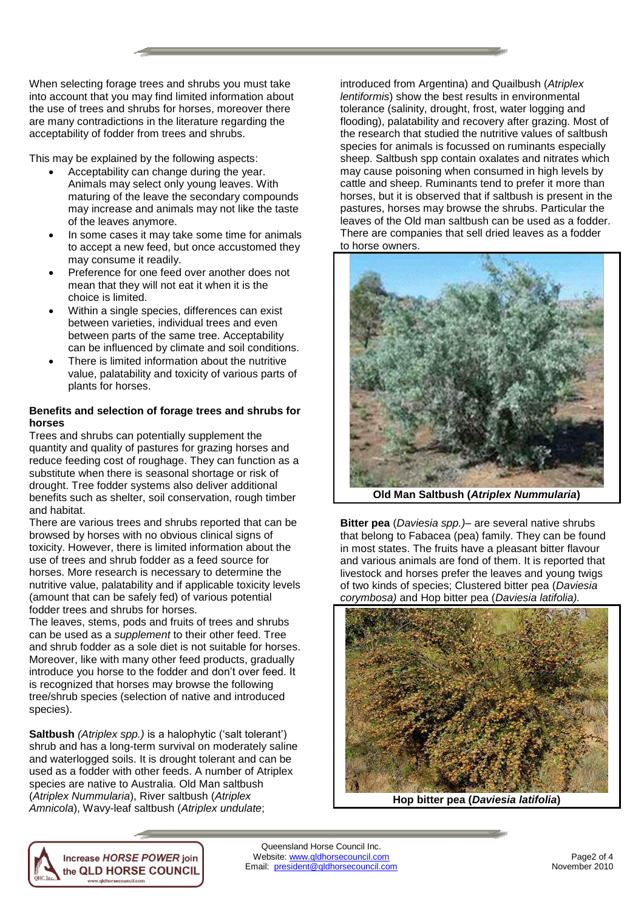When selecting forage trees and shrubs you must take into account that you may find limited information about the use of trees and shrubs for horses, moreover there are many contradictions in the literature regarding the acceptability of fodder from trees and shrubs.

This may be explained by the following aspects:

- Acceptability can change during the year. Animals may select only young leaves. With maturing of the leave the secondary compounds may increase and animals may not like the taste of the leaves anymore.
- In some cases it may take some time for animals to accept a new feed, but once accustomed they may consume it readily.
- Preference for one feed over another does not mean that they will not eat it when it is the choice is limited.
- Within a single species, differences can exist between varieties, individual trees and even between parts of the same tree. Acceptability can be influenced by climate and soil conditions.
- There is limited information about the nutritive value, palatability and toxicity of various parts of plants for horses.

**Benefits and selection of forage trees and shrubs for horses**

Trees and shrubs can potentially supplement the quantity and quality of pastures for grazing horses and reduce feeding cost of roughage. They can function as a substitute when there is seasonal shortage or risk of drought. Tree fodder systems also deliver additional benefits such as shelter, soil conservation, rough timber and habitat.

There are various trees and shrubs reported that can be browsed by horses with no obvious clinical signs of toxicity. However, there is limited information about the use of trees and shrub fodder as a feed source for horses. More research is necessary to determine the nutritive value, palatability and if applicable toxicity levels (amount that can be safely fed) of various potential fodder trees and shrubs for horses.

The leaves, stems, pods and fruits of trees and shrubs can be used as a *supplement* to their other feed. Tree and shrub fodder as a sole diet is not suitable for horses. Moreover, like with many other feed products, gradually introduce you horse to the fodder and don't over feed. It is recognized that horses may browse the following tree/shrub species (selection of native and introduced species).

**Saltbush** *(Atriplex spp.)* is a halophytic ('salt tolerant') shrub and has a long-term survival on moderately saline and waterlogged soils. It is drought tolerant and can be used as a fodder with other feeds. A number of Atriplex species are native to Australia. Old Man saltbush (*Atriplex Nummularia*), River saltbush (*Atriplex Amnicola*), Wavy-leaf saltbush (*Atriplex undulate*; introduced from Argentina) and Quailbush (*Atriplex lentiformis*) show the best results in environmental tolerance (salinity, drought, frost, water logging and flooding), palatability and recovery after grazing. Most of the research that studied the nutritive values of saltbush species for animals is focussed on ruminants especially sheep. Saltbush spp contain oxalates and nitrates which may cause poisoning when consumed in high levels by cattle and sheep. Ruminants tend to prefer it more than horses, but it is observed that if saltbush is present in the pastures, horses may browse the shrubs. Particular the leaves of the Old man saltbush can be used as a fodder. There are companies that sell dried leaves as a fodder to horse owners.

**Old Man Saltbush (*Atriplex Nummularia*)**

**Bitter pea** (*Daviesia spp.)*– are several native shrubs that belong to Fabacea (pea) family. They can be found in most states. The fruits have a pleasant bitter flavour and various animals are fond of them. It is reported that livestock and horses prefer the leaves and young twigs of two kinds of species; Clustered bitter pea (*Daviesia corymbosa)* and Hop bitter pea (*Daviesia latifolia).*

**Hop bitter pea (*Daviesia latifolia*)**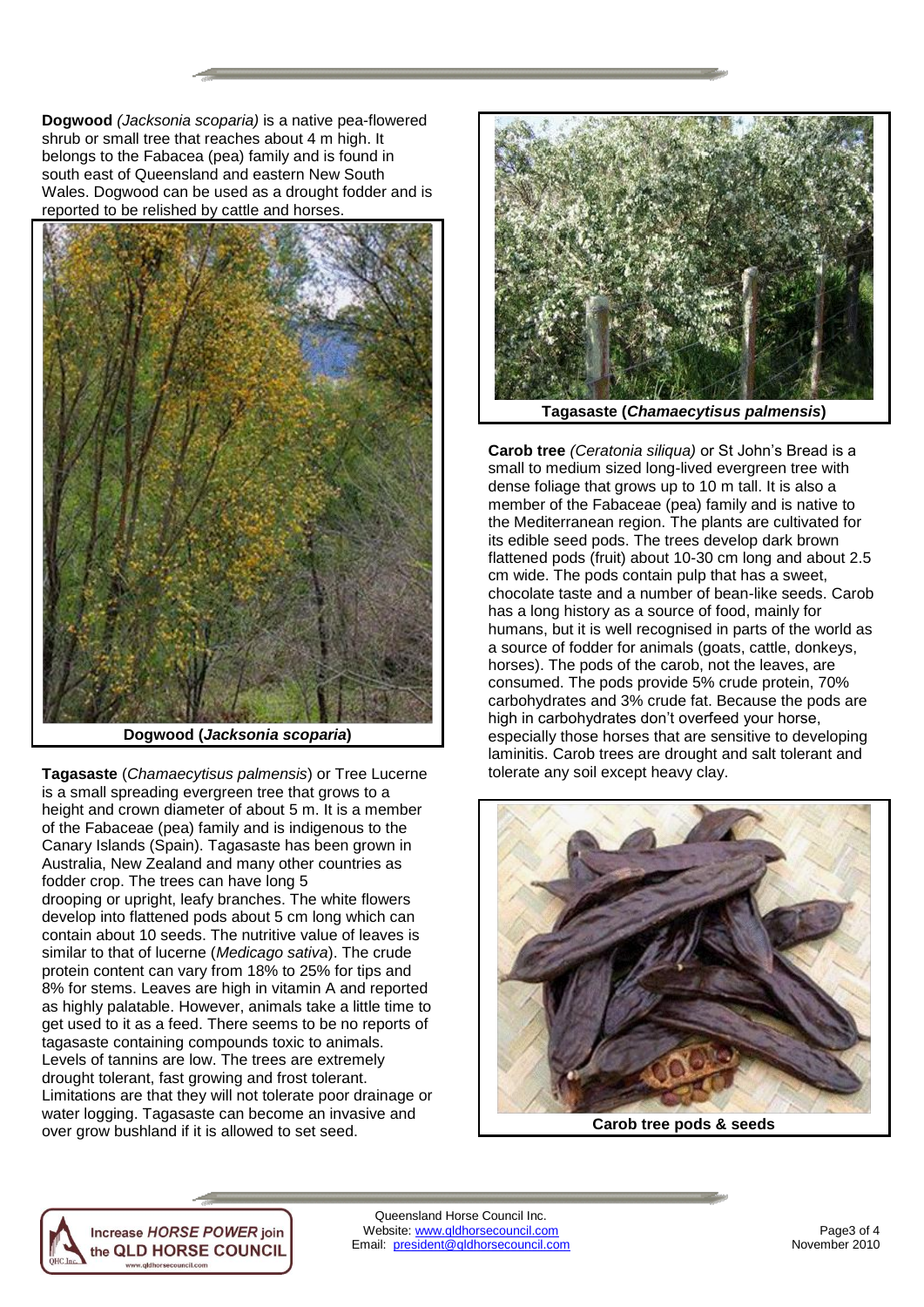**Dogwood** *(Jacksonia scoparia)* is a native pea-flowered shrub or small tree that reaches about 4 m high. It belongs to the Fabacea (pea) family and is found in south east of Queensland and eastern New South Wales. Dogwood can be used as a drought fodder and is reported to be relished by cattle and horses.

**Dogwood (*Jacksonia scoparia*)**

**Tagasaste** (*Chamaecytisus palmensis*) or Tree Lucerne is a small spreading evergreen tree that grows to a height and crown diameter of about 5 m. It is a member of the Fabaceae (pea) family and is indigenous to the Canary Islands (Spain). Tagasaste has been grown in Australia, New Zealand and many other countries as fodder crop. The trees can have long 5 drooping or upright, leafy branches. The white flowers develop into flattened pods about 5 cm long which can contain about 10 seeds. The nutritive value of leaves is similar to that of lucerne (*Medicago sativa*). The crude protein content can vary from 18% to 25% for tips and 8% for stems. Leaves are high in vitamin A and reported as highly palatable. However, animals take a little time to get used to it as a feed. There seems to be no reports of tagasaste containing compounds toxic to animals. Levels of tannins are low. The trees are extremely drought tolerant, fast growing and frost tolerant. Limitations are that they will not tolerate poor drainage or water logging. Tagasaste can become an invasive and over grow bushland if it is allowed to set seed.

**Tagasaste (*Chamaecytisus palmensis*)**

**Carob tree** *(Ceratonia siliqua)* or St John's Bread is a small to medium sized long-lived evergreen tree with dense foliage that grows up to 10 m tall. It is also a member of the Fabaceae (pea) family and is native to the Mediterranean region. The plants are cultivated for its edible seed pods. The trees develop dark brown flattened pods (fruit) about 10-30 cm long and about 2.5 cm wide. The pods contain pulp that has a sweet, chocolate taste and a number of bean-like seeds. Carob has a long history as a source of food, mainly for humans, but it is well recognised in parts of the world as a source of fodder for animals (goats, cattle, donkeys, horses). The pods of the carob, not the leaves, are consumed. The pods provide 5% crude protein, 70% carbohydrates and 3% crude fat. Because the pods are high in carbohydrates don't overfeed your horse, especially those horses that are sensitive to developing laminitis. Carob trees are drought and salt tolerant and tolerate any soil except heavy clay.

**Carob tree pods & seeds**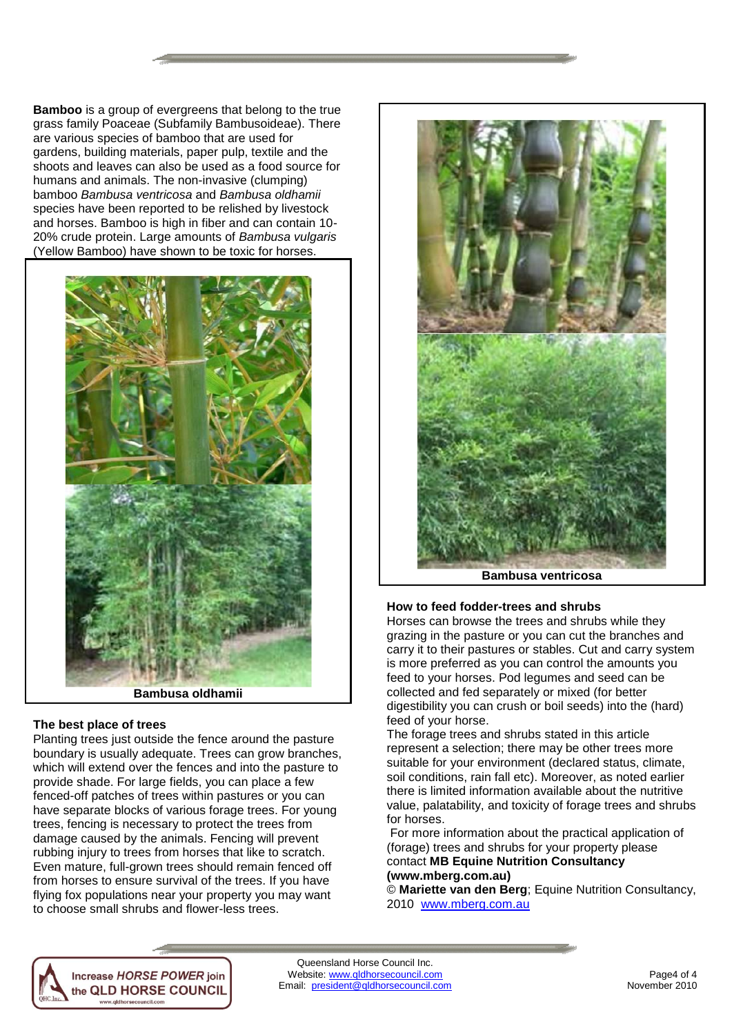**Bamboo** is a group of evergreens that belong to the true grass family Poaceae (Subfamily Bambusoideae). There are various species of bamboo that are used for gardens, building materials, paper pulp, textile and the shoots and leaves can also be used as a food source for humans and animals. The non-invasive (clumping) bamboo *Bambusa ventricosa* and *Bambusa oldhamii* species have been reported to be relished by livestock and horses. Bamboo is high in fiber and can contain 10-20% crude protein. Large amounts of *Bambusa vulgaris* (Yellow Bamboo) have shown to be toxic for horses.

**Bambusa oldhamii**

**Bambusa ventricosa**

**The best place of trees**

Planting trees just outside the fence around the pasture boundary is usually adequate. Trees can grow branches, which will extend over the fences and into the pasture to provide shade. For large fields, you can place a few fenced-off patches of trees within pastures or you can have separate blocks of various forage trees. For young trees, fencing is necessary to protect the trees from damage caused by the animals. Fencing will prevent rubbing injury to trees from horses that like to scratch. Even mature, full-grown trees should remain fenced off from horses to ensure survival of the trees. If you have flying fox populations near your property you may want to choose small shrubs and flower-less trees.

**How to feed fodder-trees and shrubs**

Horses can browse the trees and shrubs while they grazing in the pasture or you can cut the branches and carry it to their pastures or stables. Cut and carry system is more preferred as you can control the amounts you feed to your horses. Pod legumes and seed can be collected and fed separately or mixed (for better digestibility you can crush or boil seeds) into the (hard) feed of your horse.

The forage trees and shrubs stated in this article represent a selection; there may be other trees more suitable for your environment (declared status, climate, soil conditions, rain fall etc). Moreover, as noted earlier there is limited information available about the nutritive value, palatability, and toxicity of forage trees and shrubs for horses.

For more information about the practical application of (forage) trees and shrubs for your property please contact **MB Equine Nutrition Consultancy (www.mberg.com.au)**

© **Mariette van den Berg**; Equine Nutrition Consultancy, 2010 www.mberg.com.au